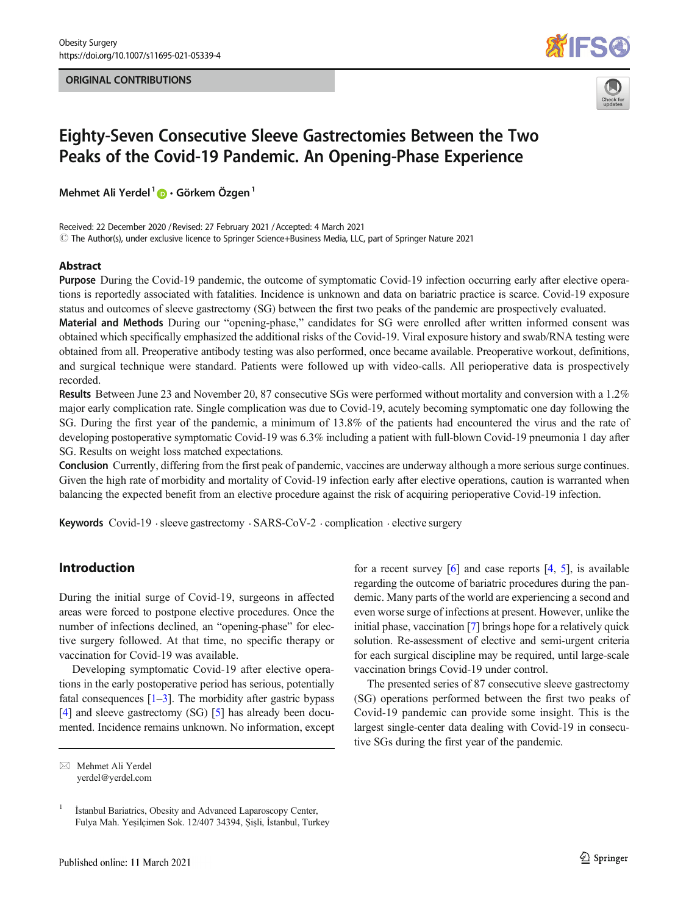ORIGINAL CONTRIBUTIONS

# Eighty-Seven Consecutive Sleeve Gastrectomies Between the Two Peaks of the Covid-19 Pandemic. An Opening-Phase Experience

**Mehmet Ali Yerdel[1] · Görkem Özgen[1]**

Received: 22 December 2020 / Revised: 27 February 2021 / Accepted: 4 March 2021
© The Author(s), under exclusive licence to Springer Science+Business Media, LLC, part of Springer Nature 2021

## Abstract

**Purpose** During the Covid-19 pandemic, the outcome of symptomatic Covid-19 infection occurring early after elective operations is reportedly associated with fatalities. Incidence is unknown and data on bariatric practice is scarce. Covid-19 exposure status and outcomes of sleeve gastrectomy (SG) between the first two peaks of the pandemic are prospectively evaluated.

**Material and Methods** During our "opening-phase," candidates for SG were enrolled after written informed consent was obtained which specifically emphasized the additional risks of the Covid-19. Viral exposure history and swab/RNA testing were obtained from all. Preoperative antibody testing was also performed, once became available. Preoperative workout, definitions, and surgical technique were standard. Patients were followed up with video-calls. All perioperative data is prospectively recorded.

**Results** Between June 23 and November 20, 87 consecutive SGs were performed without mortality and conversion with a 1.2% major early complication rate. Single complication was due to Covid-19, acutely becoming symptomatic one day following the SG. During the first year of the pandemic, a minimum of 13.8% of the patients had encountered the virus and the rate of developing postoperative symptomatic Covid-19 was 6.3% including a patient with full-blown Covid-19 pneumonia 1 day after SG. Results on weight loss matched expectations.

**Conclusion** Currently, differing from the first peak of pandemic, vaccines are underway although a more serious surge continues. Given the high rate of morbidity and mortality of Covid-19 infection early after elective operations, caution is warranted when balancing the expected benefit from an elective procedure against the risk of acquiring perioperative Covid-19 infection.

**Keywords** Covid-19 · sleeve gastrectomy · SARS-CoV-2 · complication · elective surgery

## Introduction

During the initial surge of Covid-19, surgeons in affected areas were forced to postpone elective procedures. Once the number of infections declined, an "opening-phase" for elective surgery followed. At that time, no specific therapy or vaccination for Covid-19 was available.

Developing symptomatic Covid-19 after elective operations in the early postoperative period has serious, potentially fatal consequences [1–3]. The morbidity after gastric bypass [4] and sleeve gastrectomy (SG) [5] has already been documented. Incidence remains unknown. No information, except for a recent survey [6] and case reports [4, 5], is available regarding the outcome of bariatric procedures during the pandemic. Many parts of the world are experiencing a second and even worse surge of infections at present. However, unlike the initial phase, vaccination [7] brings hope for a relatively quick solution. Re-assessment of elective and semi-urgent criteria for each surgical discipline may be required, until large-scale vaccination brings Covid-19 under control.

The presented series of 87 consecutive sleeve gastrectomy (SG) operations performed between the first two peaks of Covid-19 pandemic can provide some insight. This is the largest single-center data dealing with Covid-19 in consecutive SGs during the first year of the pandemic.

---

✉ Mehmet Ali Yerdel
yerdel@yerdel.com

[1] İstanbul Bariatrics, Obesity and Advanced Laparoscopy Center, Fulya Mah. Yeşilçimen Sok. 12/407 34394, Şişli, İstanbul, Turkey

Published online: 11 March 2021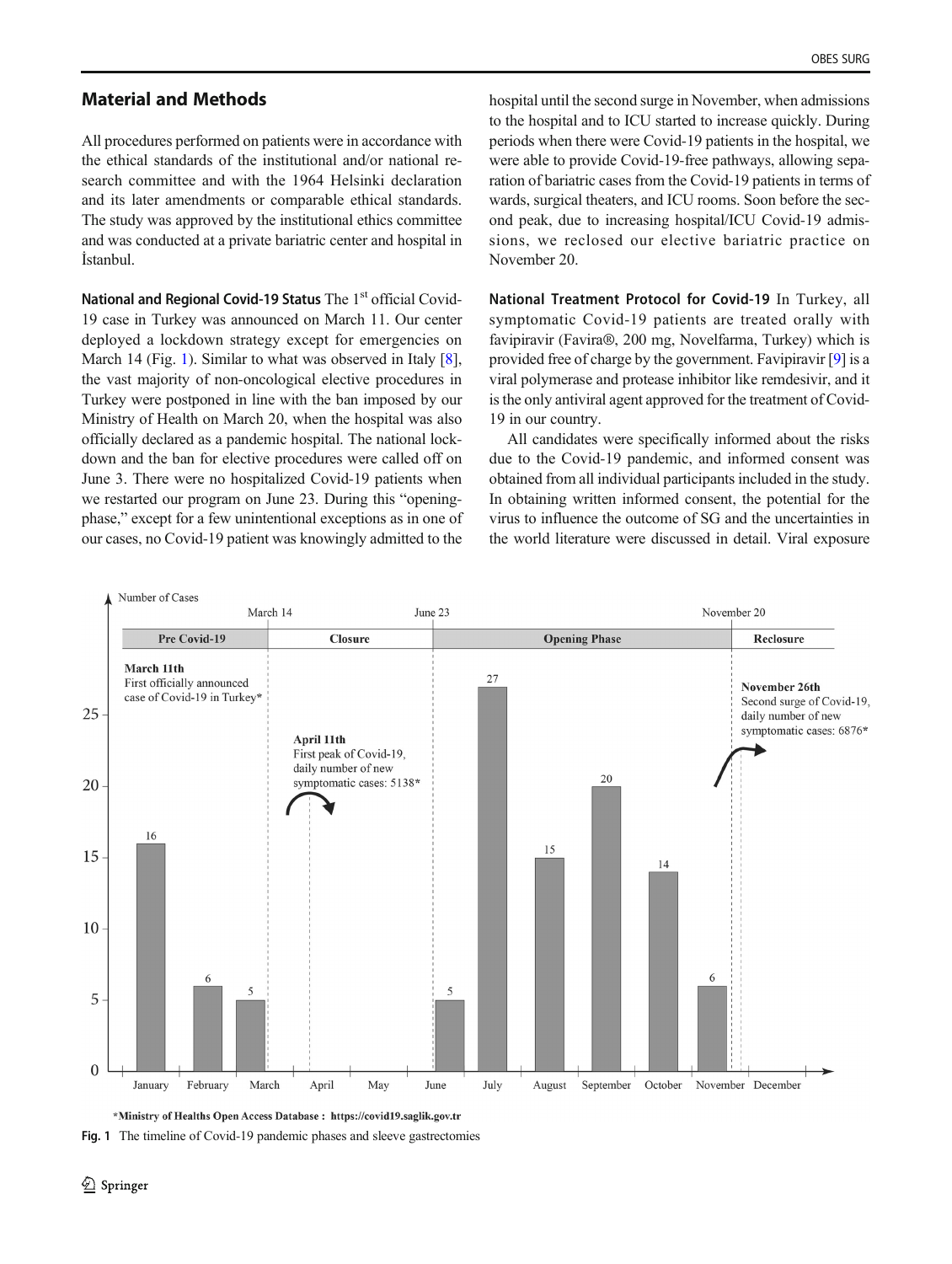## Material and Methods

All procedures performed on patients were in accordance with the ethical standards of the institutional and/or national research committee and with the 1964 Helsinki declaration and its later amendments or comparable ethical standards. The study was approved by the institutional ethics committee and was conducted at a private bariatric center and hospital in İstanbul.

**National and Regional Covid-19 Status** The 1st official Covid-19 case in Turkey was announced on March 11. Our center deployed a lockdown strategy except for emergencies on March 14 (Fig. 1). Similar to what was observed in Italy [8], the vast majority of non-oncological elective procedures in Turkey were postponed in line with the ban imposed by our Ministry of Health on March 20, when the hospital was also officially declared as a pandemic hospital. The national lockdown and the ban for elective procedures were called off on June 3. There were no hospitalized Covid-19 patients when we restarted our program on June 23. During this "opening-phase," except for a few unintentional exceptions as in one of our cases, no Covid-19 patient was knowingly admitted to the hospital until the second surge in November, when admissions to the hospital and to ICU started to increase quickly. During periods when there were Covid-19 patients in the hospital, we were able to provide Covid-19-free pathways, allowing separation of bariatric cases from the Covid-19 patients in terms of wards, surgical theaters, and ICU rooms. Soon before the second peak, due to increasing hospital/ICU Covid-19 admissions, we reclosed our elective bariatric practice on November 20.

**National Treatment Protocol for Covid-19** In Turkey, all symptomatic Covid-19 patients are treated orally with favipiravir (Favira®, 200 mg, Novelfarma, Turkey) which is provided free of charge by the government. Favipiravir [9] is a viral polymerase and protease inhibitor like remdesivir, and it is the only antiviral agent approved for the treatment of Covid-19 in our country.

All candidates were specifically informed about the risks due to the Covid-19 pandemic, and informed consent was obtained from all individual participants included in the study. In obtaining written informed consent, the potential for the virus to influence the outcome of SG and the uncertainties in the world literature were discussed in detail. Viral exposure

\*Ministry of Healths Open Access Database : https://covid19.saglik.gov.tr

Fig. 1 The timeline of Covid-19 pandemic phases and sleeve gastrectomies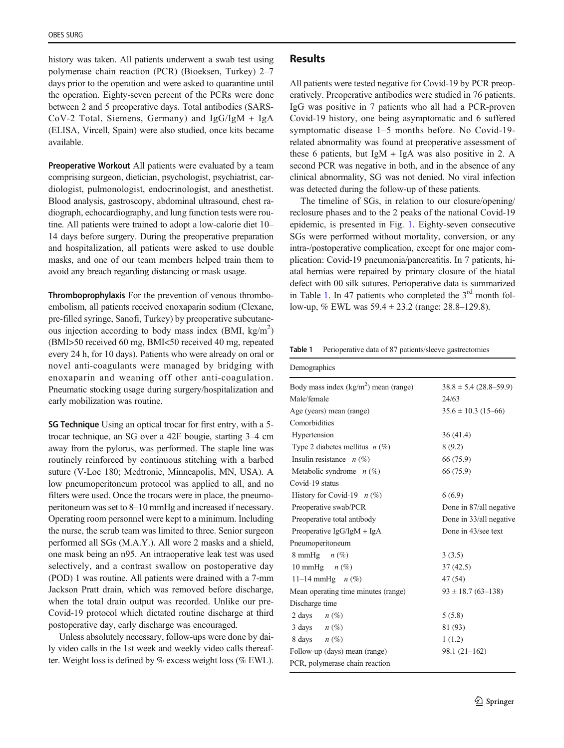history was taken. All patients underwent a swab test using polymerase chain reaction (PCR) (Bioeksen, Turkey) 2–7 days prior to the operation and were asked to quarantine until the operation. Eighty-seven percent of the PCRs were done between 2 and 5 preoperative days. Total antibodies (SARS-CoV-2 Total, Siemens, Germany) and IgG/IgM + IgA (ELISA, Vircell, Spain) were also studied, once kits became available.

**Preoperative Workout** All patients were evaluated by a team comprising surgeon, dietician, psychologist, psychiatrist, cardiologist, pulmonologist, endocrinologist, and anesthetist. Blood analysis, gastroscopy, abdominal ultrasound, chest radiograph, echocardiography, and lung function tests were routine. All patients were trained to adopt a low-calorie diet 10–14 days before surgery. During the preoperative preparation and hospitalization, all patients were asked to use double masks, and one of our team members helped train them to avoid any breach regarding distancing or mask usage.

**Thromboprophylaxis** For the prevention of venous thromboembolism, all patients received enoxaparin sodium (Clexane, pre-filled syringe, Sanofi, Turkey) by preoperative subcutaneous injection according to body mass index (BMI, $kg/m^2$) (BMI>50 received 60 mg, BMI<50 received 40 mg, repeated every 24 h, for 10 days). Patients who were already on oral or novel anti-coagulants were managed by bridging with enoxaparin and weaning off other anti-coagulation. Pneumatic stocking usage during surgery/hospitalization and early mobilization was routine.

**SG Technique** Using an optical trocar for first entry, with a 5-trocar technique, an SG over a 42F bougie, starting 3–4 cm away from the pylorus, was performed. The staple line was routinely reinforced by continuous stitching with a barbed suture (V-Loc 180; Medtronic, Minneapolis, MN, USA). A low pneumoperitoneum protocol was applied to all, and no filters were used. Once the trocars were in place, the pneumoperitoneum was set to 8–10 mmHg and increased if necessary. Operating room personnel were kept to a minimum. Including the nurse, the scrub team was limited to three. Senior surgeon performed all SGs (M.A.Y.). All wore 2 masks and a shield, one mask being an n95. An intraoperative leak test was used selectively, and a contrast swallow on postoperative day (POD) 1 was routine. All patients were drained with a 7-mm Jackson Pratt drain, which was removed before discharge, when the total drain output was recorded. Unlike our pre-Covid-19 protocol which dictated routine discharge at third postoperative day, early discharge was encouraged.

Unless absolutely necessary, follow-ups were done by daily video calls in the 1st week and weekly video calls thereafter. Weight loss is defined by % excess weight loss (% EWL).

## Results

All patients were tested negative for Covid-19 by PCR preoperatively. Preoperative antibodies were studied in 76 patients. IgG was positive in 7 patients who all had a PCR-proven Covid-19 history, one being asymptomatic and 6 suffered symptomatic disease 1–5 months before. No Covid-19-related abnormality was found at preoperative assessment of these 6 patients, but IgM + IgA was also positive in 2. A second PCR was negative in both, and in the absence of any clinical abnormality, SG was not denied. No viral infection was detected during the follow-up of these patients.

The timeline of SGs, in relation to our closure/opening/reclosure phases and to the 2 peaks of the national Covid-19 epidemic, is presented in Fig. 1. Eighty-seven consecutive SGs were performed without mortality, conversion, or any intra-/postoperative complication, except for one major complication: Covid-19 pneumonia/pancreatitis. In 7 patients, hiatal hernias were repaired by primary closure of the hiatal defect with 00 silk sutures. Perioperative data is summarized in Table 1. In 47 patients who completed the 3rd month follow-up, % EWL was 59.4 ± 23.2 (range: 28.8–129.8).

**Table 1** Perioperative data of 87 patients/sleeve gastrectomies

| Demographics | |
|---|---|
| Body mass index ($kg/m^2$) mean (range) | 38.8 ± 5.4 (28.8–59.9) |
| Male/female | 24/63 |
| Age (years) mean (range) | 35.6 ± 10.3 (15–66) |
| Comorbidities | |
| Hypertension | 36 (41.4) |
| Type 2 diabetes mellitus *n* (%) | 8 (9.2) |
| Insulin resistance *n* (%) | 66 (75.9) |
| Metabolic syndrome *n* (%) | 66 (75.9) |
| Covid-19 status | |
| History for Covid-19 *n* (%) | 6 (6.9) |
| Preoperative swab/PCR | Done in 87/all negative |
| Preoperative total antibody | Done in 33/all negative |
| Preoperative IgG/IgM + IgA | Done in 43/see text |
| Pneumoperitoneum | |
| 8 mmHg *n* (%) | 3 (3.5) |
| 10 mmHg *n* (%) | 37 (42.5) |
| 11–14 mmHg *n* (%) | 47 (54) |
| Mean operating time minutes (range) | 93 ± 18.7 (63–138) |
| Discharge time | |
| 2 days *n* (%) | 5 (5.8) |
| 3 days *n* (%) | 81 (93) |
| 8 days *n* (%) | 1 (1.2) |
| Follow-up (days) mean (range) | 98.1 (21–162) |

PCR, polymerase chain reaction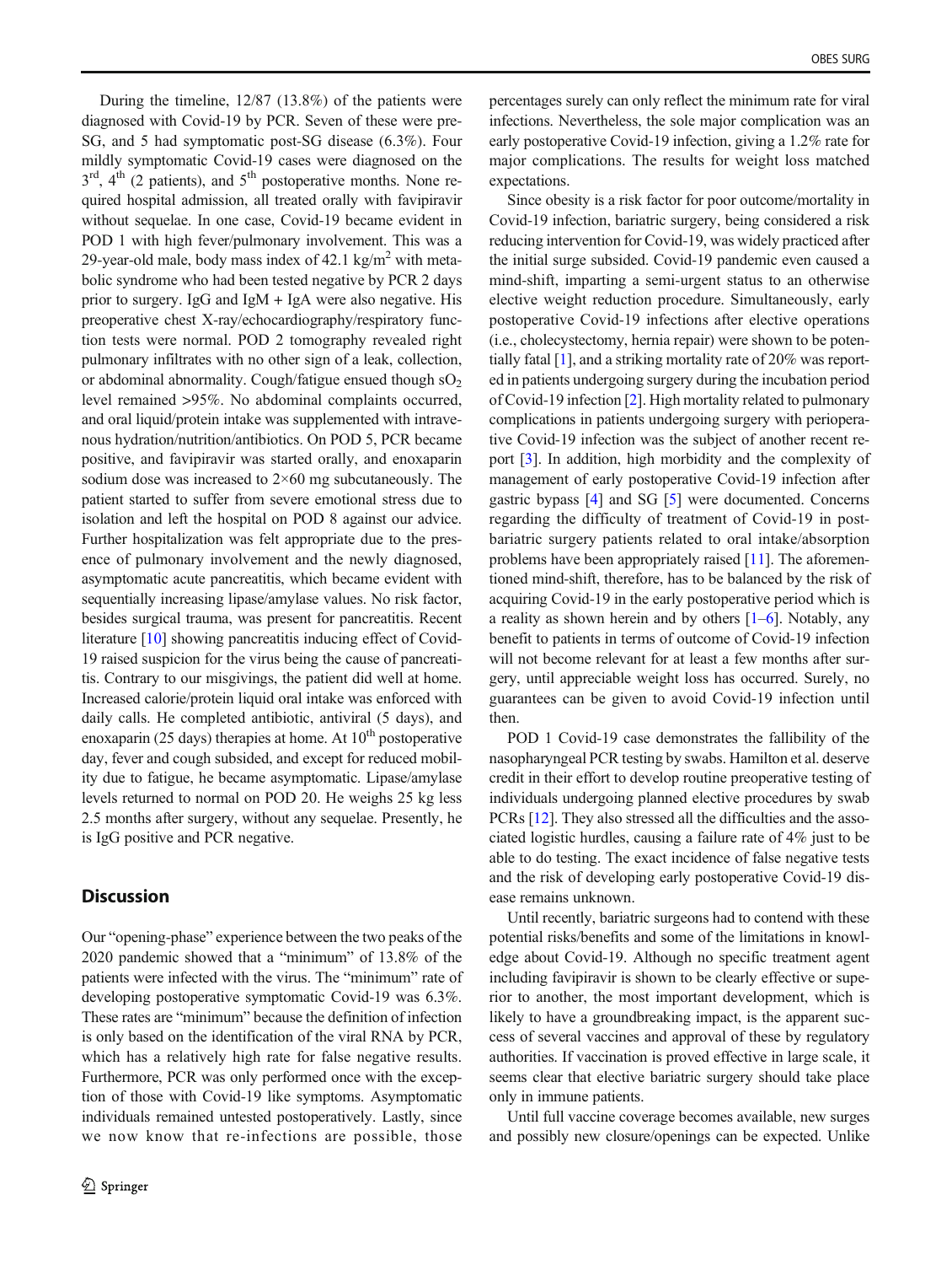During the timeline, 12/87 (13.8%) of the patients were diagnosed with Covid-19 by PCR. Seven of these were pre-SG, and 5 had symptomatic post-SG disease (6.3%). Four mildly symptomatic Covid-19 cases were diagnosed on the 3rd, 4th (2 patients), and 5th postoperative months. None required hospital admission, all treated orally with favipiravir without sequelae. In one case, Covid-19 became evident in POD 1 with high fever/pulmonary involvement. This was a 29-year-old male, body mass index of 42.1 kg/m$^2$ with metabolic syndrome who had been tested negative by PCR 2 days prior to surgery. IgG and IgM + IgA were also negative. His preoperative chest X-ray/echocardiography/respiratory function tests were normal. POD 2 tomography revealed right pulmonary infiltrates with no other sign of a leak, collection, or abdominal abnormality. Cough/fatigue ensued though $sO_2$ level remained >95%. No abdominal complaints occurred, and oral liquid/protein intake was supplemented with intravenous hydration/nutrition/antibiotics. On POD 5, PCR became positive, and favipiravir was started orally, and enoxaparin sodium dose was increased to 2×60 mg subcutaneously. The patient started to suffer from severe emotional stress due to isolation and left the hospital on POD 8 against our advice. Further hospitalization was felt appropriate due to the presence of pulmonary involvement and the newly diagnosed, asymptomatic acute pancreatitis, which became evident with sequentially increasing lipase/amylase values. No risk factor, besides surgical trauma, was present for pancreatitis. Recent literature [10] showing pancreatitis inducing effect of Covid-19 raised suspicion for the virus being the cause of pancreatitis. Contrary to our misgivings, the patient did well at home. Increased calorie/protein liquid oral intake was enforced with daily calls. He completed antibiotic, antiviral (5 days), and enoxaparin (25 days) therapies at home. At 10th postoperative day, fever and cough subsided, and except for reduced mobility due to fatigue, he became asymptomatic. Lipase/amylase levels returned to normal on POD 20. He weighs 25 kg less 2.5 months after surgery, without any sequelae. Presently, he is IgG positive and PCR negative.

## Discussion

Our "opening-phase" experience between the two peaks of the 2020 pandemic showed that a "minimum" of 13.8% of the patients were infected with the virus. The "minimum" rate of developing postoperative symptomatic Covid-19 was 6.3%. These rates are "minimum" because the definition of infection is only based on the identification of the viral RNA by PCR, which has a relatively high rate for false negative results. Furthermore, PCR was only performed once with the exception of those with Covid-19 like symptoms. Asymptomatic individuals remained untested postoperatively. Lastly, since we now know that re-infections are possible, those percentages surely can only reflect the minimum rate for viral infections. Nevertheless, the sole major complication was an early postoperative Covid-19 infection, giving a 1.2% rate for major complications. The results for weight loss matched expectations.

Since obesity is a risk factor for poor outcome/mortality in Covid-19 infection, bariatric surgery, being considered a risk reducing intervention for Covid-19, was widely practiced after the initial surge subsided. Covid-19 pandemic even caused a mind-shift, imparting a semi-urgent status to an otherwise elective weight reduction procedure. Simultaneously, early postoperative Covid-19 infections after elective operations (i.e., cholecystectomy, hernia repair) were shown to be potentially fatal [1], and a striking mortality rate of 20% was reported in patients undergoing surgery during the incubation period of Covid-19 infection [2]. High mortality related to pulmonary complications in patients undergoing surgery with perioperative Covid-19 infection was the subject of another recent report [3]. In addition, high morbidity and the complexity of management of early postoperative Covid-19 infection after gastric bypass [4] and SG [5] were documented. Concerns regarding the difficulty of treatment of Covid-19 in post-bariatric surgery patients related to oral intake/absorption problems have been appropriately raised [11]. The aforementioned mind-shift, therefore, has to be balanced by the risk of acquiring Covid-19 in the early postoperative period which is a reality as shown herein and by others [1–6]. Notably, any benefit to patients in terms of outcome of Covid-19 infection will not become relevant for at least a few months after surgery, until appreciable weight loss has occurred. Surely, no guarantees can be given to avoid Covid-19 infection until then.

POD 1 Covid-19 case demonstrates the fallibility of the nasopharyngeal PCR testing by swabs. Hamilton et al. deserve credit in their effort to develop routine preoperative testing of individuals undergoing planned elective procedures by swab PCRs [12]. They also stressed all the difficulties and the associated logistic hurdles, causing a failure rate of 4% just to be able to do testing. The exact incidence of false negative tests and the risk of developing early postoperative Covid-19 disease remains unknown.

Until recently, bariatric surgeons had to contend with these potential risks/benefits and some of the limitations in knowledge about Covid-19. Although no specific treatment agent including favipiravir is shown to be clearly effective or superior to another, the most important development, which is likely to have a groundbreaking impact, is the apparent success of several vaccines and approval of these by regulatory authorities. If vaccination is proved effective in large scale, it seems clear that elective bariatric surgery should take place only in immune patients.

Until full vaccine coverage becomes available, new surges and possibly new closure/openings can be expected. Unlike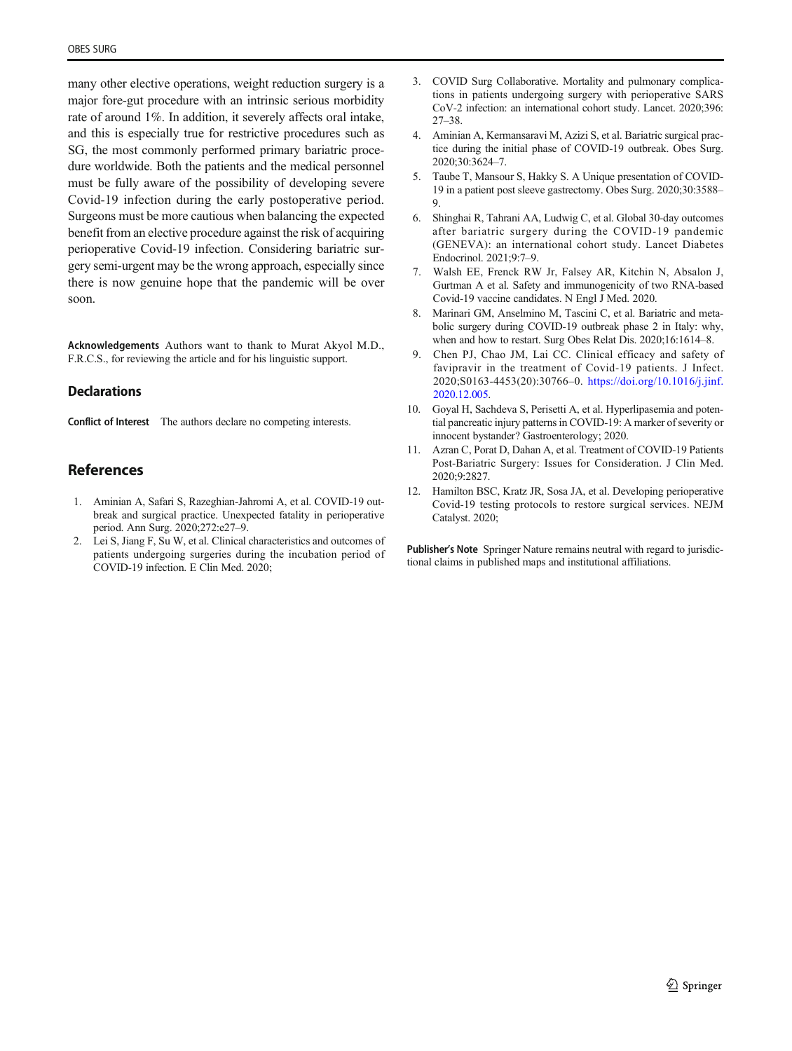many other elective operations, weight reduction surgery is a major fore-gut procedure with an intrinsic serious morbidity rate of around 1%. In addition, it severely affects oral intake, and this is especially true for restrictive procedures such as SG, the most commonly performed primary bariatric procedure worldwide. Both the patients and the medical personnel must be fully aware of the possibility of developing severe Covid-19 infection during the early postoperative period. Surgeons must be more cautious when balancing the expected benefit from an elective procedure against the risk of acquiring perioperative Covid-19 infection. Considering bariatric surgery semi-urgent may be the wrong approach, especially since there is now genuine hope that the pandemic will be over soon.

**Acknowledgements** Authors want to thank to Murat Akyol M.D., F.R.C.S., for reviewing the article and for his linguistic support.

## Declarations

**Conflict of Interest** The authors declare no competing interests.

## References

1. Aminian A, Safari S, Razeghian-Jahromi A, et al. COVID-19 outbreak and surgical practice. Unexpected fatality in perioperative period. Ann Surg. 2020;272:e27–9.
2. Lei S, Jiang F, Su W, et al. Clinical characteristics and outcomes of patients undergoing surgeries during the incubation period of COVID-19 infection. E Clin Med. 2020;
3. COVID Surg Collaborative. Mortality and pulmonary complications in patients undergoing surgery with perioperative SARS CoV-2 infection: an international cohort study. Lancet. 2020;396:27–38.
4. Aminian A, Kermansaravi M, Azizi S, et al. Bariatric surgical practice during the initial phase of COVID-19 outbreak. Obes Surg. 2020;30:3624–7.
5. Taube T, Mansour S, Hakky S. A Unique presentation of COVID-19 in a patient post sleeve gastrectomy. Obes Surg. 2020;30:3588–9.
6. Shinghai R, Tahrani AA, Ludwig C, et al. Global 30-day outcomes after bariatric surgery during the COVID-19 pandemic (GENEVA): an international cohort study. Lancet Diabetes Endocrinol. 2021;9:7–9.
7. Walsh EE, Frenck RW Jr, Falsey AR, Kitchin N, Absalon J, Gurtman A et al. Safety and immunogenicity of two RNA-based Covid-19 vaccine candidates. N Engl J Med. 2020.
8. Marinari GM, Anselmino M, Tascini C, et al. Bariatric and metabolic surgery during COVID-19 outbreak phase 2 in Italy: why, when and how to restart. Surg Obes Relat Dis. 2020;16:1614–8.
9. Chen PJ, Chao JM, Lai CC. Clinical efficacy and safety of favipravir in the treatment of Covid-19 patients. J Infect. 2020;S0163-4453(20):30766–0. https://doi.org/10.1016/j.jinf.2020.12.005.
10. Goyal H, Sachdeva S, Perisetti A, et al. Hyperlipasemia and potential pancreatic injury patterns in COVID-19: A marker of severity or innocent bystander? Gastroenterology; 2020.
11. Azran C, Porat D, Dahan A, et al. Treatment of COVID-19 Patients Post-Bariatric Surgery: Issues for Consideration. J Clin Med. 2020;9:2827.
12. Hamilton BSC, Kratz JR, Sosa JA, et al. Developing perioperative Covid-19 testing protocols to restore surgical services. NEJM Catalyst. 2020;

**Publisher's Note** Springer Nature remains neutral with regard to jurisdictional claims in published maps and institutional affiliations.